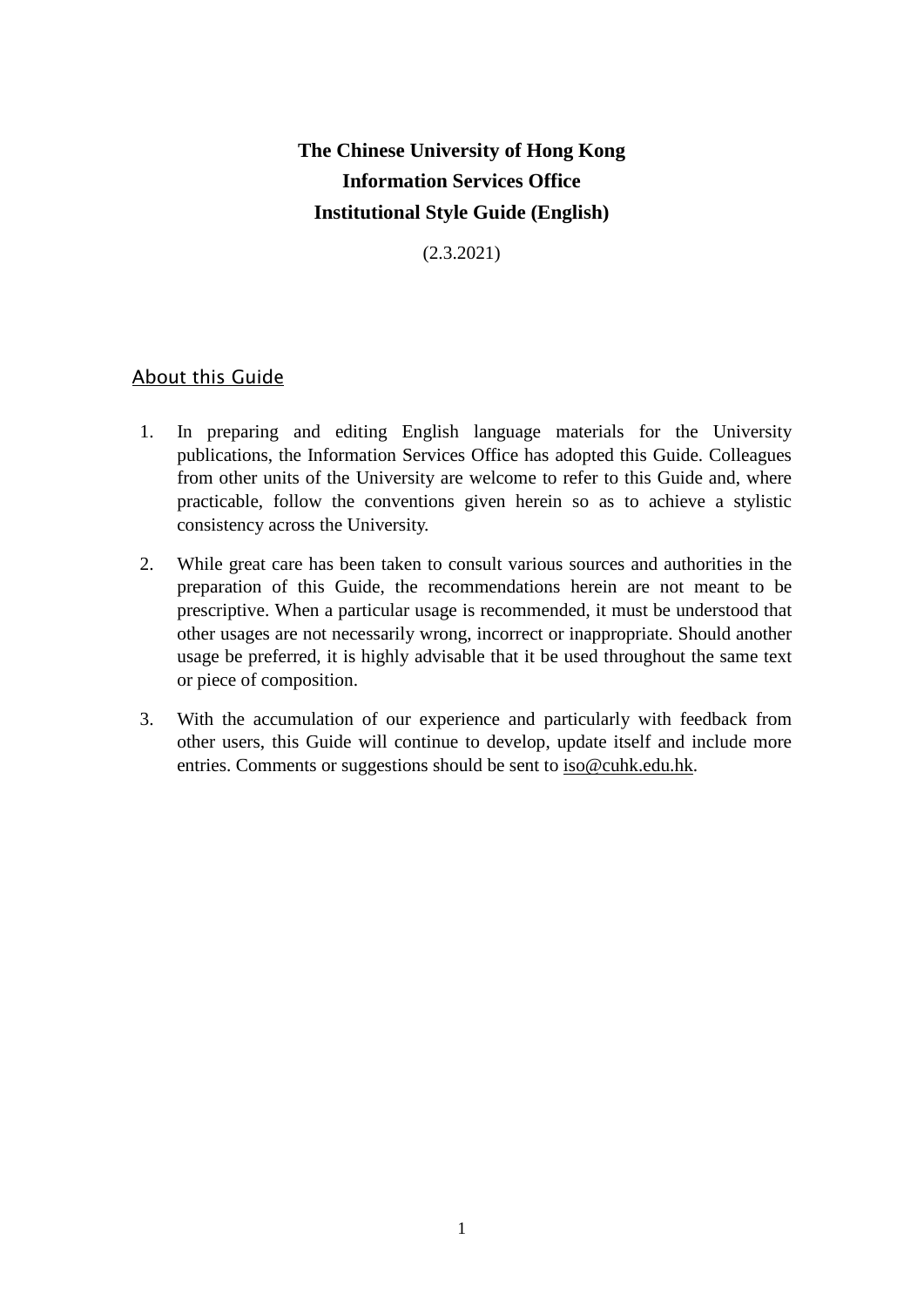# The Chinese University of Hong Kong
# Information Services Office
# Institutional Style Guide (English)

(2.3.2021)

## About this Guide

1. In preparing and editing English language materials for the University publications, the Information Services Office has adopted this Guide. Colleagues from other units of the University are welcome to refer to this Guide and, where practicable, follow the conventions given herein so as to achieve a stylistic consistency across the University.

2. While great care has been taken to consult various sources and authorities in the preparation of this Guide, the recommendations herein are not meant to be prescriptive. When a particular usage is recommended, it must be understood that other usages are not necessarily wrong, incorrect or inappropriate. Should another usage be preferred, it is highly advisable that it be used throughout the same text or piece of composition.

3. With the accumulation of our experience and particularly with feedback from other users, this Guide will continue to develop, update itself and include more entries. Comments or suggestions should be sent to iso@cuhk.edu.hk.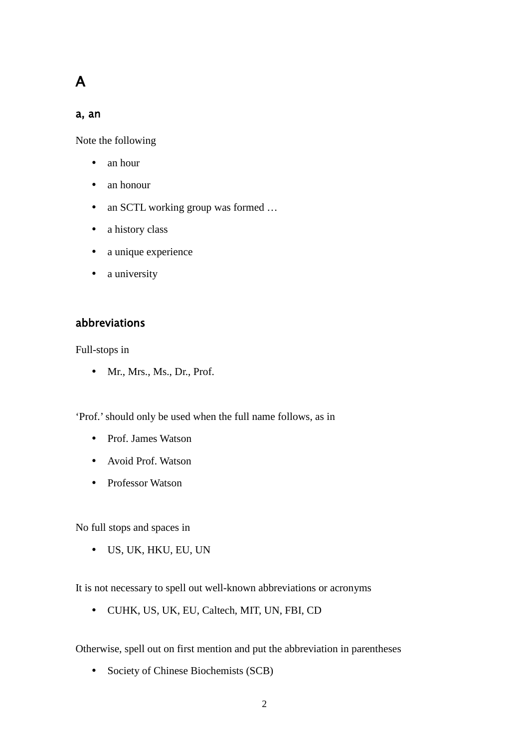# A

## a, an

Note the following

- an hour
- an honour
- an SCTL working group was formed …
- a history class
- a unique experience
- a university

## abbreviations

Full-stops in

- Mr., Mrs., Ms., Dr., Prof.

‘Prof.’ should only be used when the full name follows, as in

- Prof. James Watson
- Avoid Prof. Watson
- Professor Watson

No full stops and spaces in

- US, UK, HKU, EU, UN

It is not necessary to spell out well-known abbreviations or acronyms

- CUHK, US, UK, EU, Caltech, MIT, UN, FBI, CD

Otherwise, spell out on first mention and put the abbreviation in parentheses

- Society of Chinese Biochemists (SCB)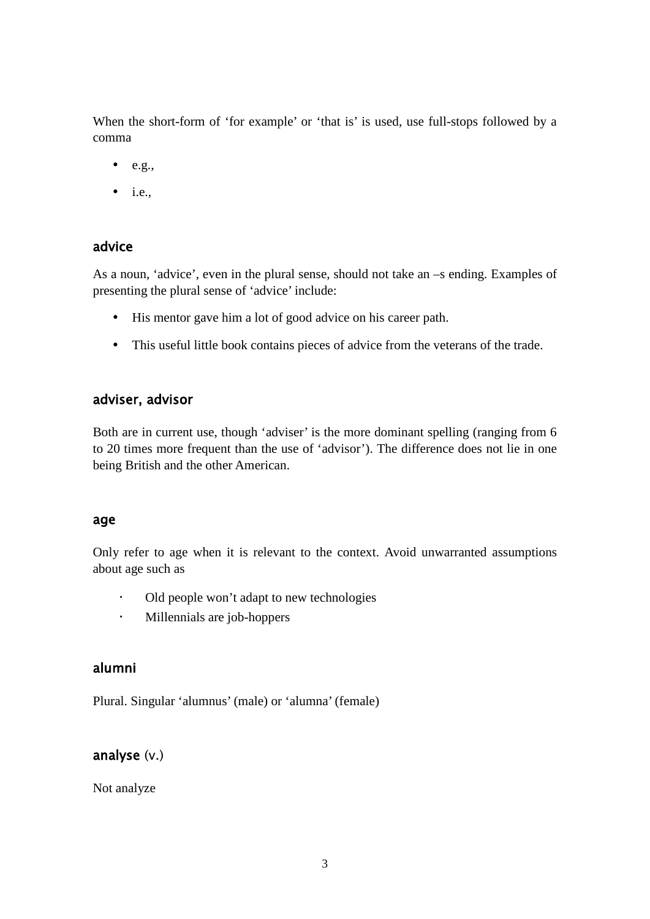When the short-form of ‘for example’ or ‘that is’ is used, use full-stops followed by a comma

- e.g.,
- i.e.,

### advice

As a noun, ‘advice’, even in the plural sense, should not take an –s ending. Examples of presenting the plural sense of ‘advice’ include:

- His mentor gave him a lot of good advice on his career path.
- This useful little book contains pieces of advice from the veterans of the trade.

### adviser, advisor

Both are in current use, though ‘adviser’ is the more dominant spelling (ranging from 6 to 20 times more frequent than the use of ‘advisor’). The difference does not lie in one being British and the other American.

### age

Only refer to age when it is relevant to the context. Avoid unwarranted assumptions about age such as

- Old people won’t adapt to new technologies
- Millennials are job-hoppers

### alumni

Plural. Singular ‘alumnus’ (male) or ‘alumna’ (female)

### analyse (v.)

Not analyze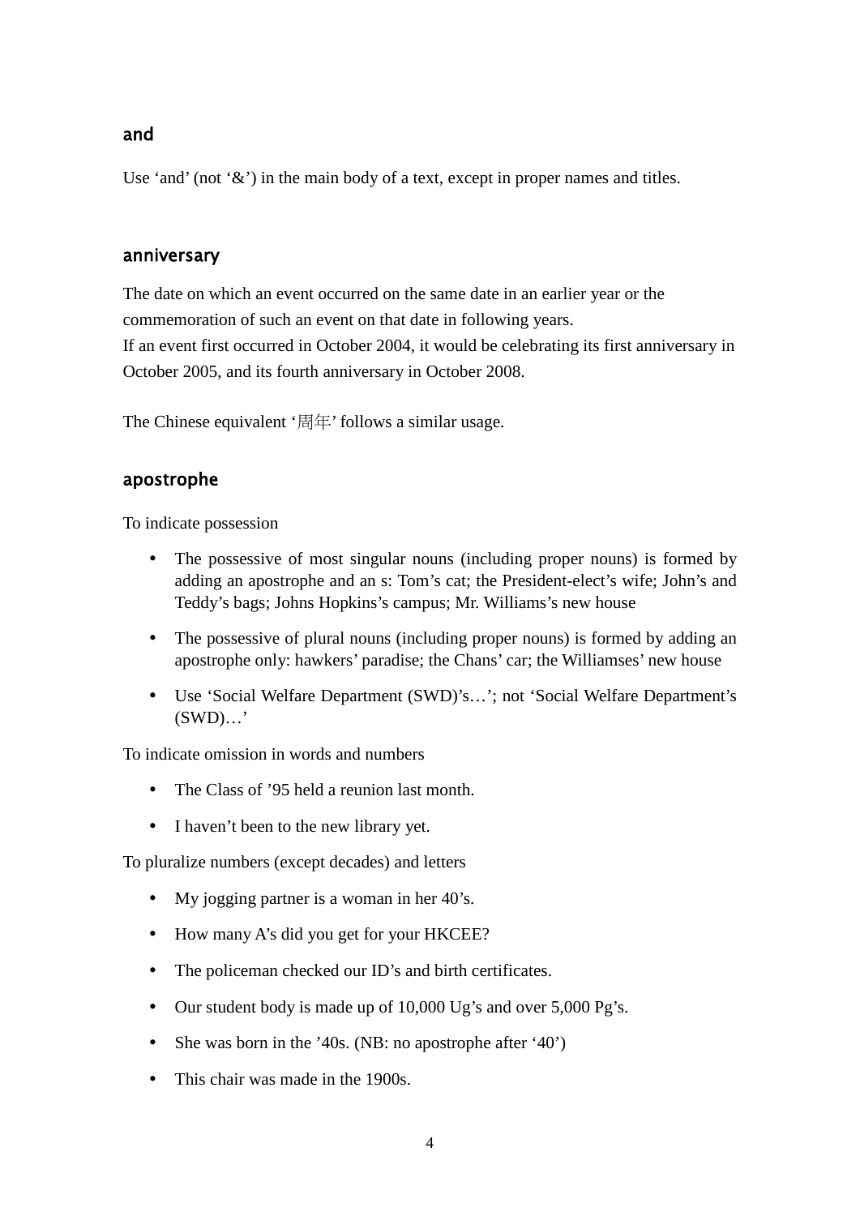## and

Use ‘and’ (not ‘&’) in the main body of a text, except in proper names and titles.

## anniversary

The date on which an event occurred on the same date in an earlier year or the commemoration of such an event on that date in following years.
If an event first occurred in October 2004, it would be celebrating its first anniversary in October 2005, and its fourth anniversary in October 2008.

The Chinese equivalent ‘周年’ follows a similar usage.

## apostrophe

To indicate possession

- The possessive of most singular nouns (including proper nouns) is formed by adding an apostrophe and an s: Tom’s cat; the President-elect’s wife; John’s and Teddy’s bags; Johns Hopkins’s campus; Mr. Williams’s new house
- The possessive of plural nouns (including proper nouns) is formed by adding an apostrophe only: hawkers’ paradise; the Chans’ car; the Williamses’ new house
- Use ‘Social Welfare Department (SWD)’s…’; not ‘Social Welfare Department’s (SWD)…’

To indicate omission in words and numbers

- The Class of ’95 held a reunion last month.
- I haven’t been to the new library yet.

To pluralize numbers (except decades) and letters

- My jogging partner is a woman in her 40’s.
- How many A’s did you get for your HKCEE?
- The policeman checked our ID’s and birth certificates.
- Our student body is made up of 10,000 Ug’s and over 5,000 Pg’s.
- She was born in the ’40s. (NB: no apostrophe after ‘40’)
- This chair was made in the 1900s.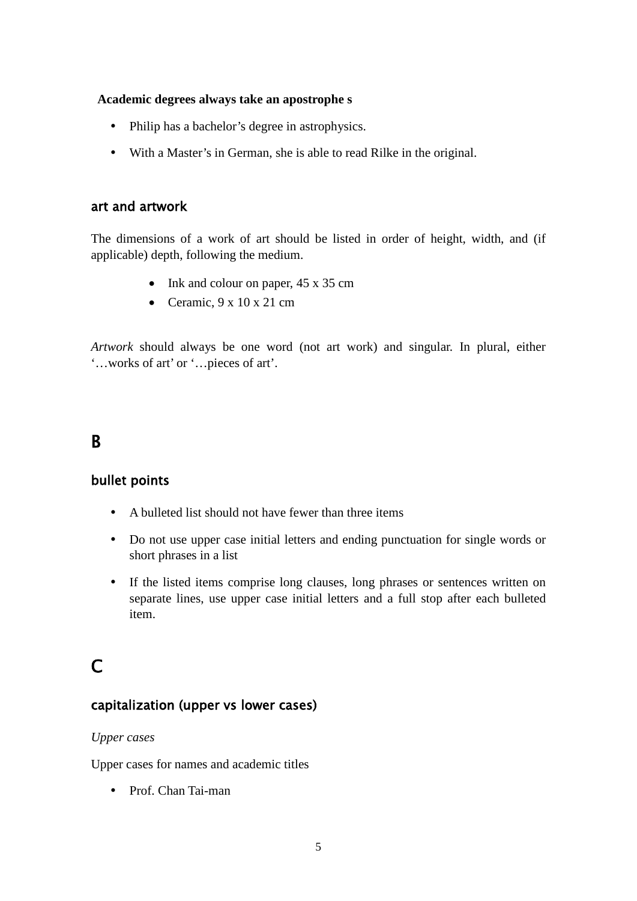**Academic degrees always take an apostrophe s**

- Philip has a bachelor's degree in astrophysics.
- With a Master's in German, she is able to read Rilke in the original.

### art and artwork

The dimensions of a work of art should be listed in order of height, width, and (if applicable) depth, following the medium.

- Ink and colour on paper, 45 x 35 cm
- Ceramic, 9 x 10 x 21 cm

*Artwork* should always be one word (not art work) and singular. In plural, either '…works of art' or '…pieces of art'.

## B

### bullet points

- A bulleted list should not have fewer than three items
- Do not use upper case initial letters and ending punctuation for single words or short phrases in a list
- If the listed items comprise long clauses, long phrases or sentences written on separate lines, use upper case initial letters and a full stop after each bulleted item.

## C

### capitalization (upper vs lower cases)

*Upper cases*

Upper cases for names and academic titles

- Prof. Chan Tai-man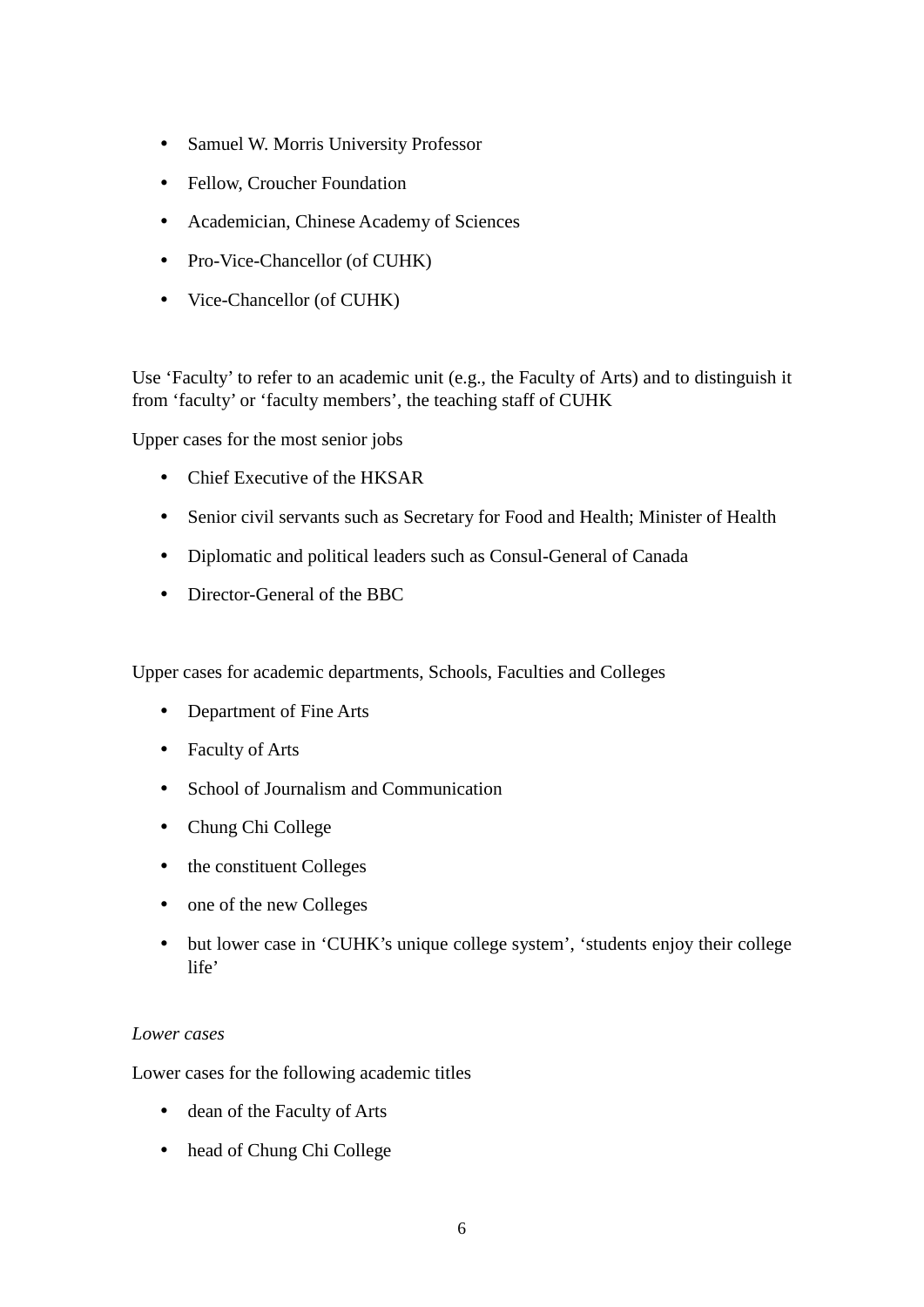- Samuel W. Morris University Professor
- Fellow, Croucher Foundation
- Academician, Chinese Academy of Sciences
- Pro-Vice-Chancellor (of CUHK)
- Vice-Chancellor (of CUHK)

Use 'Faculty' to refer to an academic unit (e.g., the Faculty of Arts) and to distinguish it from 'faculty' or 'faculty members', the teaching staff of CUHK

Upper cases for the most senior jobs

- Chief Executive of the HKSAR
- Senior civil servants such as Secretary for Food and Health; Minister of Health
- Diplomatic and political leaders such as Consul-General of Canada
- Director-General of the BBC

Upper cases for academic departments, Schools, Faculties and Colleges

- Department of Fine Arts
- Faculty of Arts
- School of Journalism and Communication
- Chung Chi College
- the constituent Colleges
- one of the new Colleges
- but lower case in 'CUHK's unique college system', 'students enjoy their college life'

*Lower cases*

Lower cases for the following academic titles

- dean of the Faculty of Arts
- head of Chung Chi College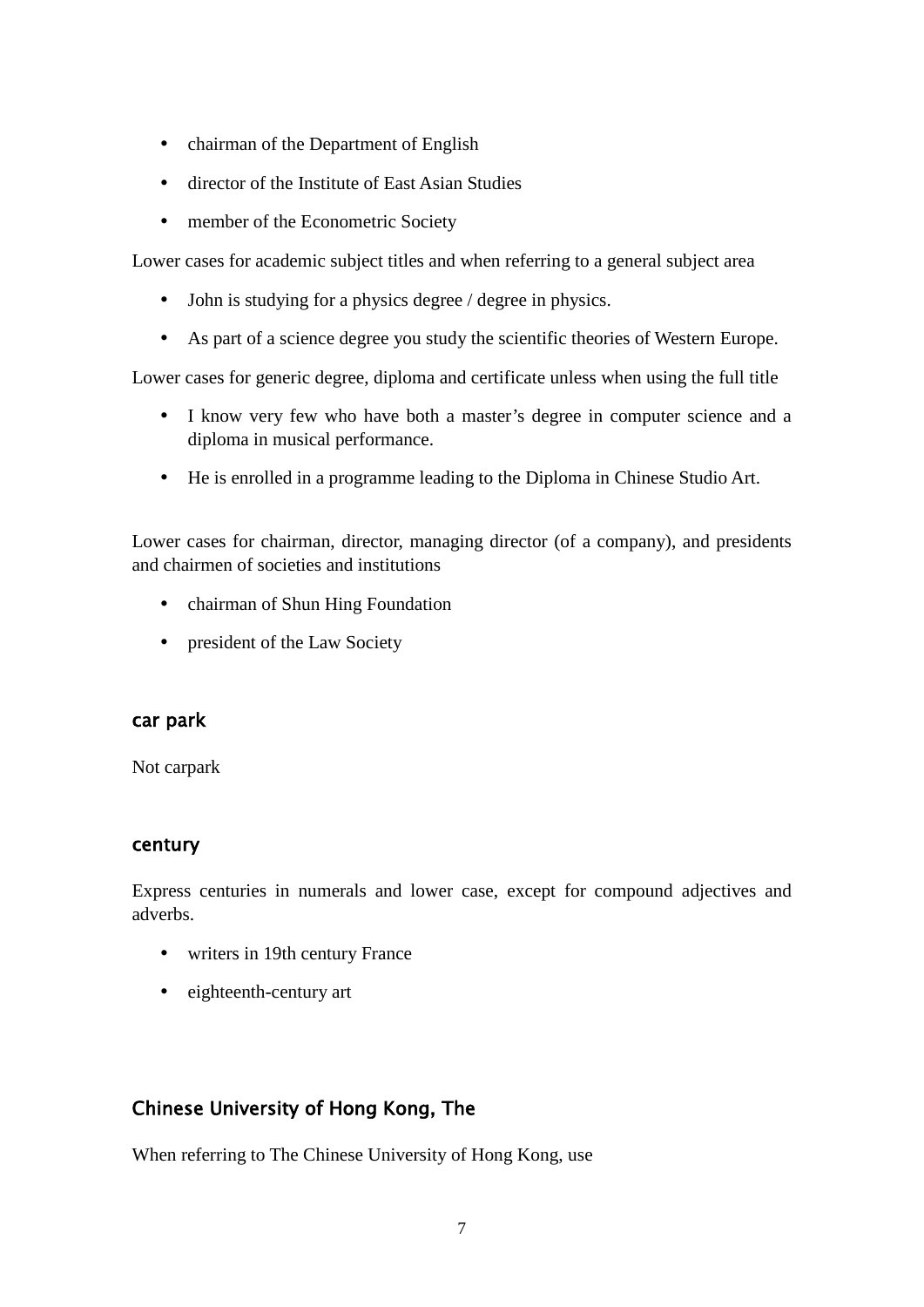- chairman of the Department of English
- director of the Institute of East Asian Studies
- member of the Econometric Society

Lower cases for academic subject titles and when referring to a general subject area

- John is studying for a physics degree / degree in physics.
- As part of a science degree you study the scientific theories of Western Europe.

Lower cases for generic degree, diploma and certificate unless when using the full title

- I know very few who have both a master's degree in computer science and a diploma in musical performance.
- He is enrolled in a programme leading to the Diploma in Chinese Studio Art.

Lower cases for chairman, director, managing director (of a company), and presidents and chairmen of societies and institutions

- chairman of Shun Hing Foundation
- president of the Law Society

### car park

Not carpark

### century

Express centuries in numerals and lower case, except for compound adjectives and adverbs.

- writers in 19th century France
- eighteenth-century art

### Chinese University of Hong Kong, The

When referring to The Chinese University of Hong Kong, use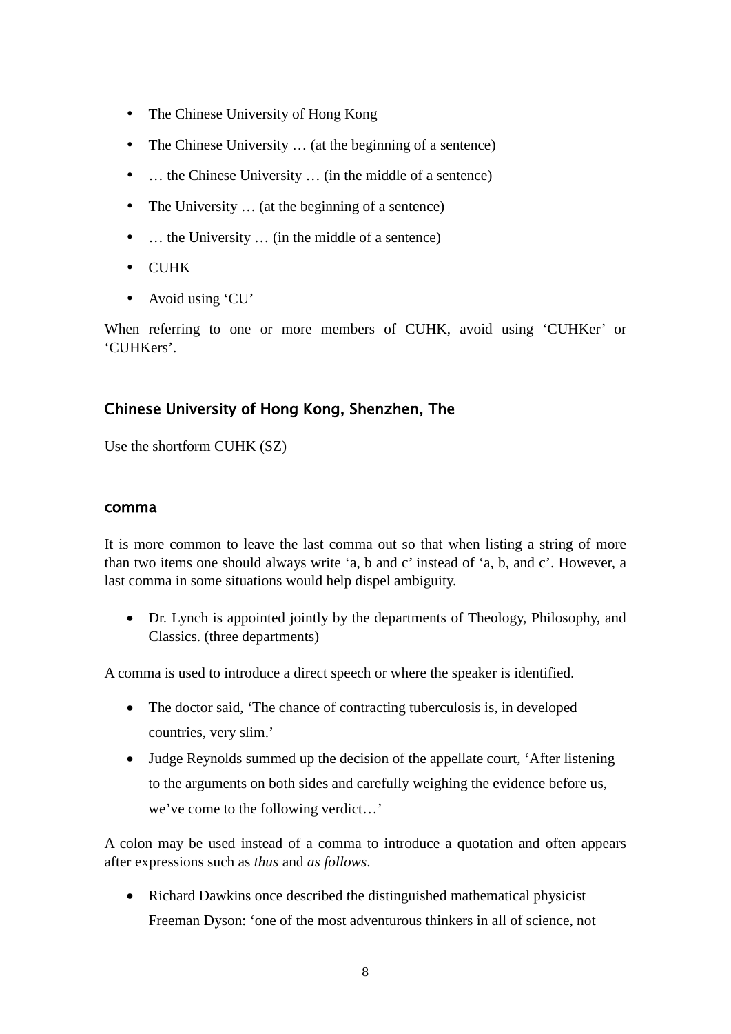- The Chinese University of Hong Kong
- The Chinese University … (at the beginning of a sentence)
- … the Chinese University … (in the middle of a sentence)
- The University … (at the beginning of a sentence)
- … the University … (in the middle of a sentence)
- CUHK
- Avoid using ‘CU’

When referring to one or more members of CUHK, avoid using ‘CUHKer’ or ‘CUHKers’.

### Chinese University of Hong Kong, Shenzhen, The

Use the shortform CUHK (SZ)

### comma

It is more common to leave the last comma out so that when listing a string of more than two items one should always write ‘a, b and c’ instead of ‘a, b, and c’. However, a last comma in some situations would help dispel ambiguity.

- Dr. Lynch is appointed jointly by the departments of Theology, Philosophy, and Classics. (three departments)

A comma is used to introduce a direct speech or where the speaker is identified.

- The doctor said, ‘The chance of contracting tuberculosis is, in developed countries, very slim.’
- Judge Reynolds summed up the decision of the appellate court, ‘After listening to the arguments on both sides and carefully weighing the evidence before us, we’ve come to the following verdict…’

A colon may be used instead of a comma to introduce a quotation and often appears after expressions such as *thus* and *as follows*.

- Richard Dawkins once described the distinguished mathematical physicist Freeman Dyson: ‘one of the most adventurous thinkers in all of science, not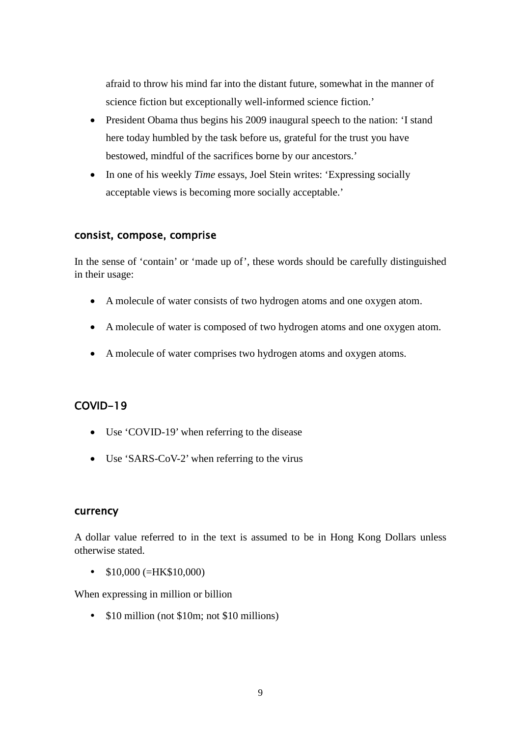afraid to throw his mind far into the distant future, somewhat in the manner of science fiction but exceptionally well-informed science fiction.'

- President Obama thus begins his 2009 inaugural speech to the nation: 'I stand here today humbled by the task before us, grateful for the trust you have bestowed, mindful of the sacrifices borne by our ancestors.'
- In one of his weekly *Time* essays, Joel Stein writes: 'Expressing socially acceptable views is becoming more socially acceptable.'

## consist, compose, comprise

In the sense of 'contain' or 'made up of', these words should be carefully distinguished in their usage:

- A molecule of water consists of two hydrogen atoms and one oxygen atom.
- A molecule of water is composed of two hydrogen atoms and one oxygen atom.
- A molecule of water comprises two hydrogen atoms and oxygen atoms.

## COVID-19

- Use 'COVID-19' when referring to the disease
- Use 'SARS-CoV-2' when referring to the virus

## currency

A dollar value referred to in the text is assumed to be in Hong Kong Dollars unless otherwise stated.

- $10,000 (=HK$10,000)

When expressing in million or billion

- $10 million (not $10m; not $10 millions)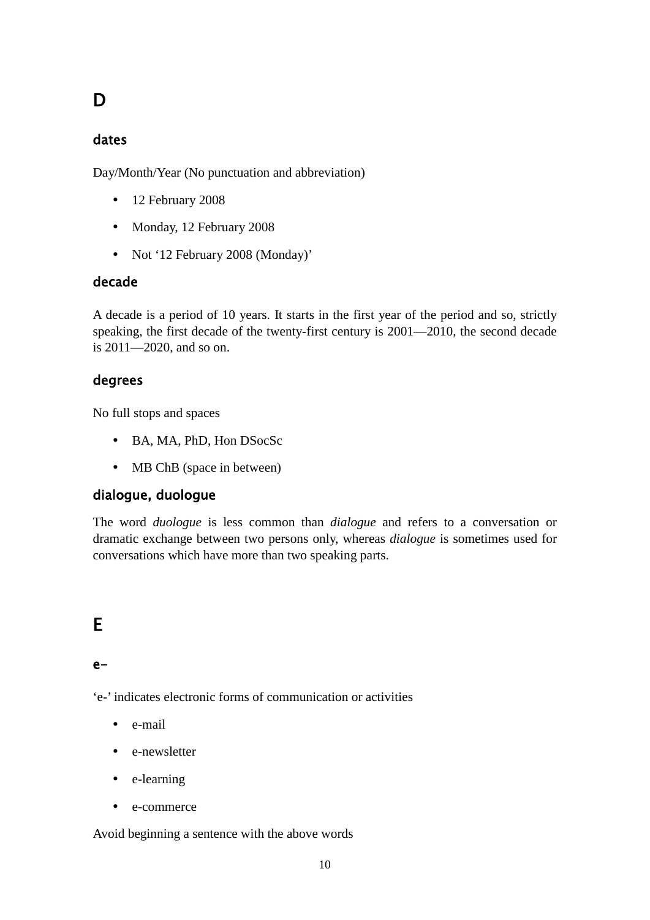# D

## dates

Day/Month/Year (No punctuation and abbreviation)

- 12 February 2008
- Monday, 12 February 2008
- Not ‘12 February 2008 (Monday)’

## decade

A decade is a period of 10 years. It starts in the first year of the period and so, strictly speaking, the first decade of the twenty-first century is 2001—2010, the second decade is 2011—2020, and so on.

## degrees

No full stops and spaces

- BA, MA, PhD, Hon DSocSc
- MB ChB (space in between)

## dialogue, duologue

The word *duologue* is less common than *dialogue* and refers to a conversation or dramatic exchange between two persons only, whereas *dialogue* is sometimes used for conversations which have more than two speaking parts.

# E

## e-

‘e-’ indicates electronic forms of communication or activities

- e-mail
- e-newsletter
- e-learning
- e-commerce

Avoid beginning a sentence with the above words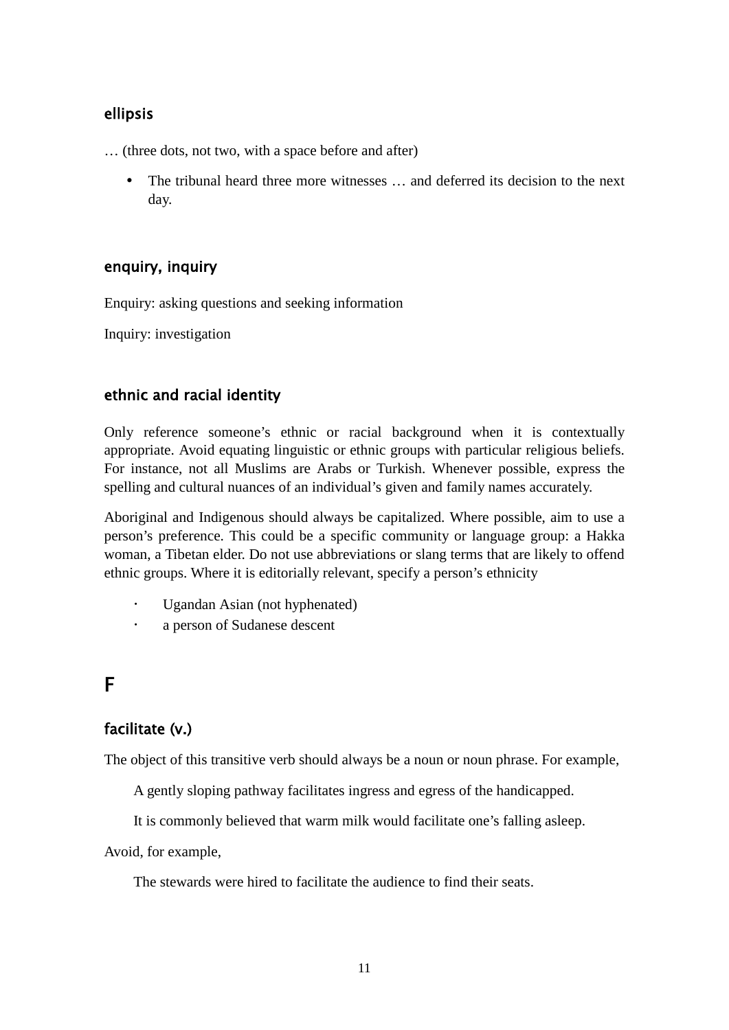### ellipsis

… (three dots, not two, with a space before and after)

- The tribunal heard three more witnesses … and deferred its decision to the next day.

### enquiry, inquiry

Enquiry: asking questions and seeking information

Inquiry: investigation

### ethnic and racial identity

Only reference someone's ethnic or racial background when it is contextually appropriate. Avoid equating linguistic or ethnic groups with particular religious beliefs. For instance, not all Muslims are Arabs or Turkish. Whenever possible, express the spelling and cultural nuances of an individual's given and family names accurately.

Aboriginal and Indigenous should always be capitalized. Where possible, aim to use a person's preference. This could be a specific community or language group: a Hakka woman, a Tibetan elder. Do not use abbreviations or slang terms that are likely to offend ethnic groups. Where it is editorially relevant, specify a person's ethnicity

- Ugandan Asian (not hyphenated)
- a person of Sudanese descent

## F

### facilitate (v.)

The object of this transitive verb should always be a noun or noun phrase. For example,

> A gently sloping pathway facilitates ingress and egress of the handicapped.
>
> It is commonly believed that warm milk would facilitate one's falling asleep.

Avoid, for example,

> The stewards were hired to facilitate the audience to find their seats.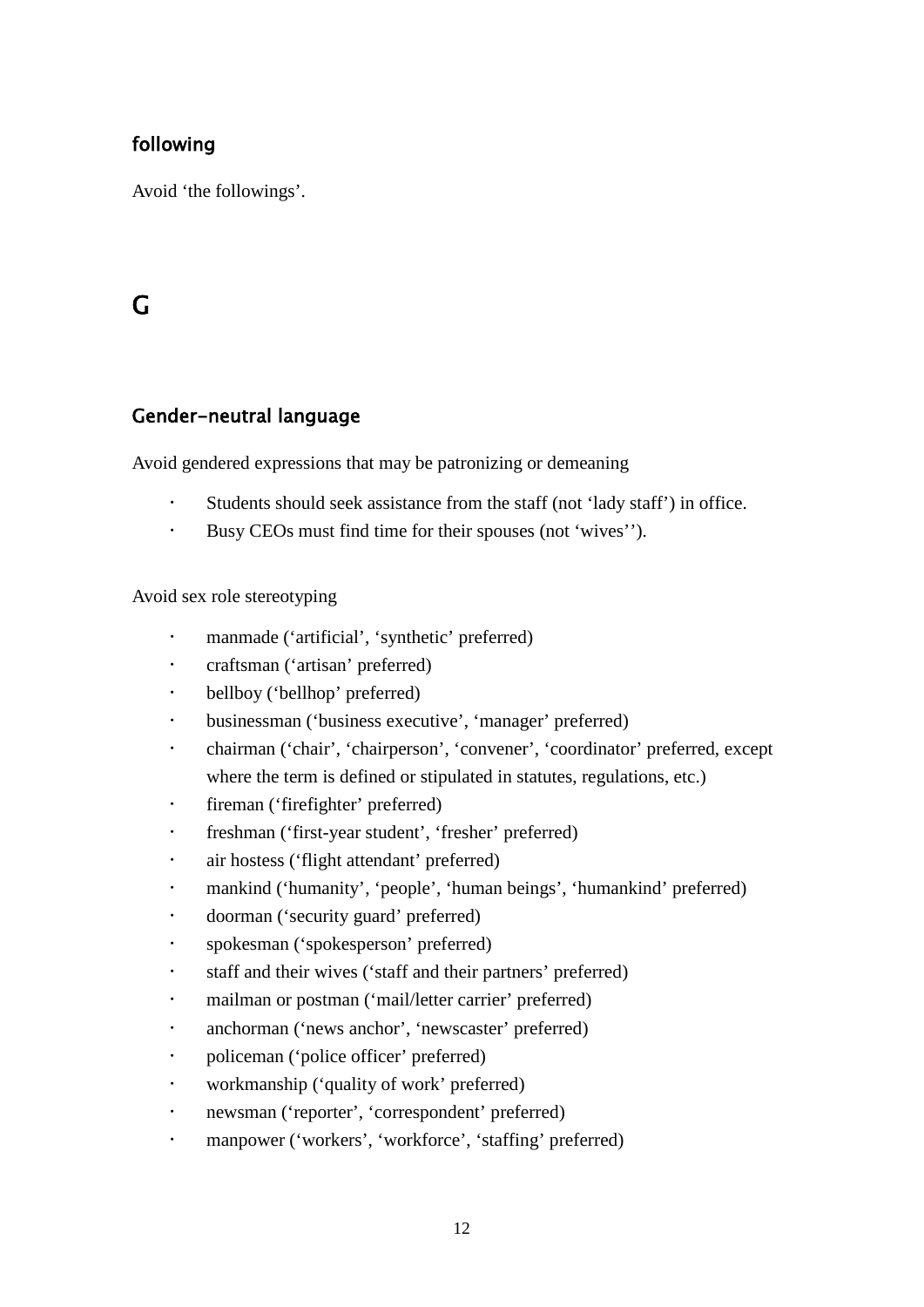### following

Avoid ‘the followings’.

## G

### Gender-neutral language

Avoid gendered expressions that may be patronizing or demeaning

- Students should seek assistance from the staff (not ‘lady staff’) in office.
- Busy CEOs must find time for their spouses (not ‘wives’’).

Avoid sex role stereotyping

- manmade (‘artificial’, ‘synthetic’ preferred)
- craftsman (‘artisan’ preferred)
- bellboy (‘bellhop’ preferred)
- businessman (‘business executive’, ‘manager’ preferred)
- chairman (‘chair’, ‘chairperson’, ‘convener’, ‘coordinator’ preferred, except where the term is defined or stipulated in statutes, regulations, etc.)
- fireman (‘firefighter’ preferred)
- freshman (‘first-year student’, ‘fresher’ preferred)
- air hostess (‘flight attendant’ preferred)
- mankind (‘humanity’, ‘people’, ‘human beings’, ‘humankind’ preferred)
- doorman (‘security guard’ preferred)
- spokesman (‘spokesperson’ preferred)
- staff and their wives (‘staff and their partners’ preferred)
- mailman or postman (‘mail/letter carrier’ preferred)
- anchorman (‘news anchor’, ‘newscaster’ preferred)
- policeman (‘police officer’ preferred)
- workmanship (‘quality of work’ preferred)
- newsman (‘reporter’, ‘correspondent’ preferred)
- manpower (‘workers’, ‘workforce’, ‘staffing’ preferred)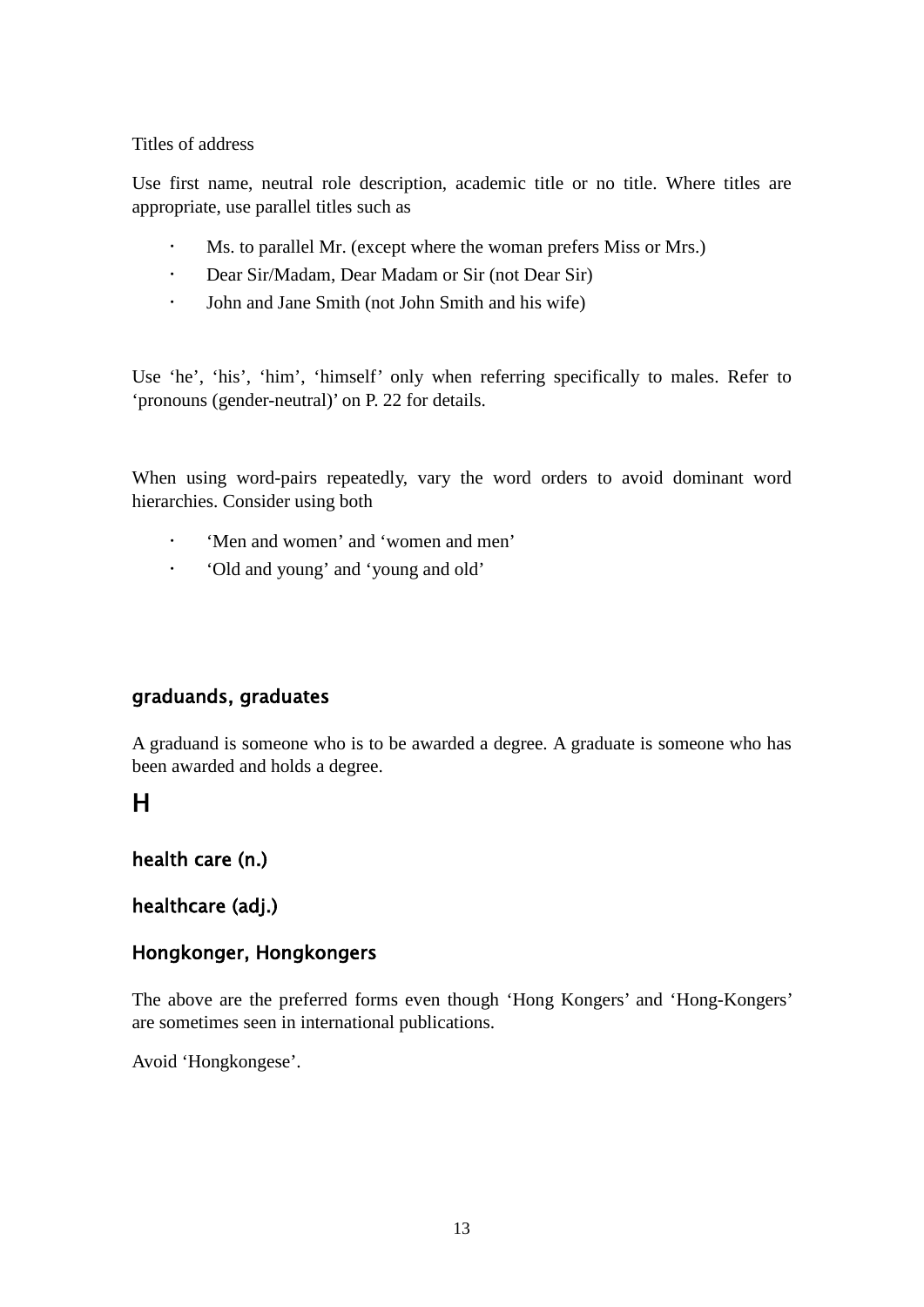Titles of address

Use first name, neutral role description, academic title or no title. Where titles are appropriate, use parallel titles such as

- Ms. to parallel Mr. (except where the woman prefers Miss or Mrs.)
- Dear Sir/Madam, Dear Madam or Sir (not Dear Sir)
- John and Jane Smith (not John Smith and his wife)

Use 'he', 'his', 'him', 'himself' only when referring specifically to males. Refer to 'pronouns (gender-neutral)' on P. 22 for details.

When using word-pairs repeatedly, vary the word orders to avoid dominant word hierarchies. Consider using both

- 'Men and women' and 'women and men'
- 'Old and young' and 'young and old'

### graduands, graduates

A graduand is someone who is to be awarded a degree. A graduate is someone who has been awarded and holds a degree.

## H

### health care (n.)

### healthcare (adj.)

### Hongkonger, Hongkongers

The above are the preferred forms even though 'Hong Kongers' and 'Hong-Kongers' are sometimes seen in international publications.

Avoid 'Hongkongese'.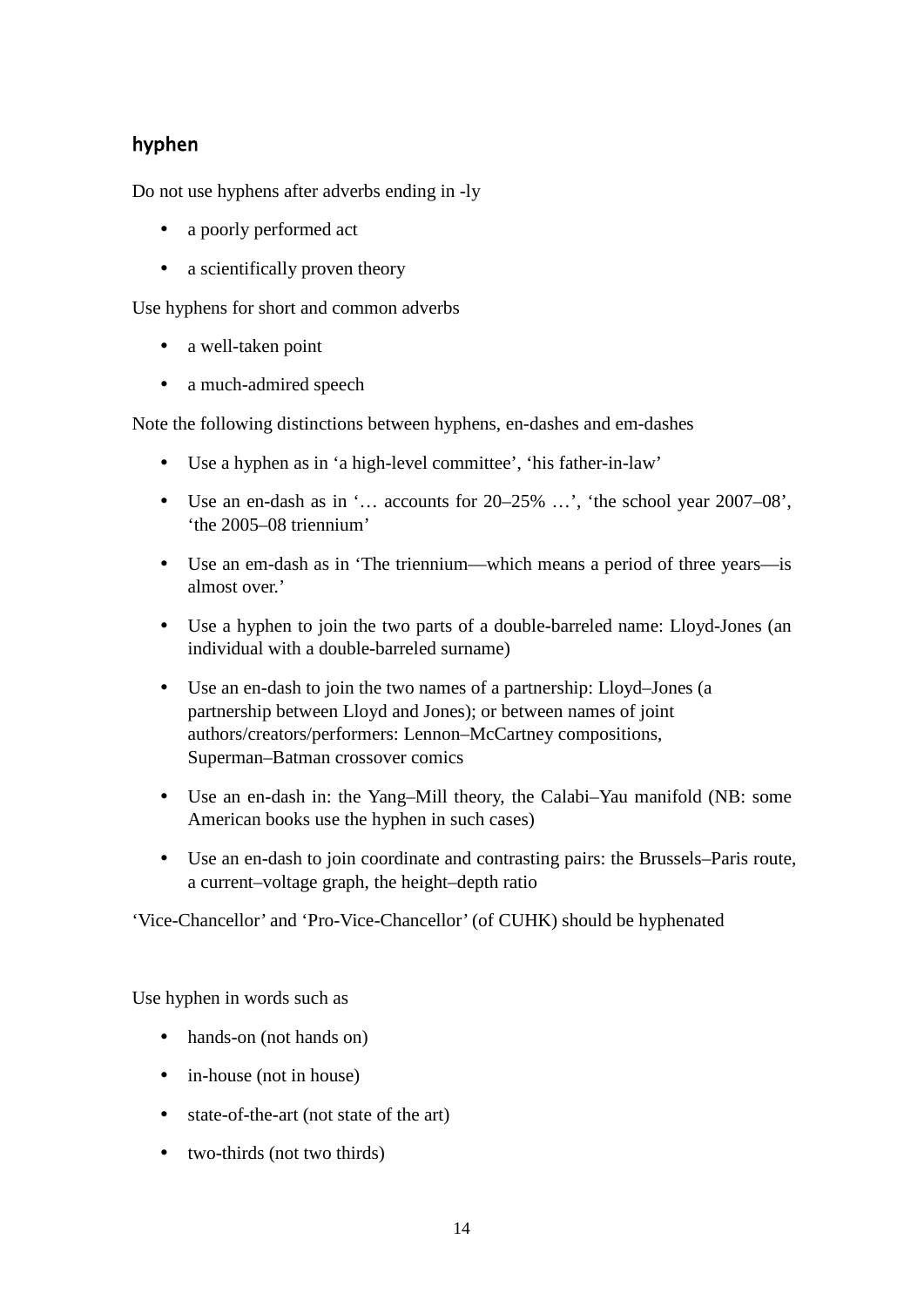## hyphen

Do not use hyphens after adverbs ending in -ly

- a poorly performed act
- a scientifically proven theory

Use hyphens for short and common adverbs

- a well-taken point
- a much-admired speech

Note the following distinctions between hyphens, en-dashes and em-dashes

- Use a hyphen as in ‘a high-level committee’, ‘his father-in-law’
- Use an en-dash as in ‘… accounts for 20–25% …’, ‘the school year 2007–08’, ‘the 2005–08 triennium’
- Use an em-dash as in ‘The triennium—which means a period of three years—is almost over.’
- Use a hyphen to join the two parts of a double-barreled name: Lloyd-Jones (an individual with a double-barreled surname)
- Use an en-dash to join the two names of a partnership: Lloyd–Jones (a partnership between Lloyd and Jones); or between names of joint authors/creators/performers: Lennon–McCartney compositions, Superman–Batman crossover comics
- Use an en-dash in: the Yang–Mill theory, the Calabi–Yau manifold (NB: some American books use the hyphen in such cases)
- Use an en-dash to join coordinate and contrasting pairs: the Brussels–Paris route, a current–voltage graph, the height–depth ratio

‘Vice-Chancellor’ and ‘Pro-Vice-Chancellor’ (of CUHK) should be hyphenated

Use hyphen in words such as

- hands-on (not hands on)
- in-house (not in house)
- state-of-the-art (not state of the art)
- two-thirds (not two thirds)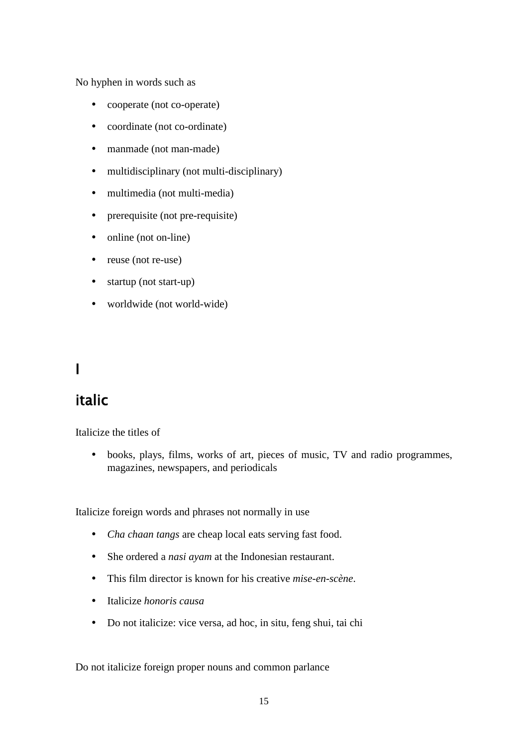No hyphen in words such as

- cooperate (not co-operate)
- coordinate (not co-ordinate)
- manmade (not man-made)
- multidisciplinary (not multi-disciplinary)
- multimedia (not multi-media)
- prerequisite (not pre-requisite)
- online (not on-line)
- reuse (not re-use)
- startup (not start-up)
- worldwide (not world-wide)

# I

## italic

Italicize the titles of

- books, plays, films, works of art, pieces of music, TV and radio programmes, magazines, newspapers, and periodicals

Italicize foreign words and phrases not normally in use

- *Cha chaan tangs* are cheap local eats serving fast food.
- She ordered a *nasi ayam* at the Indonesian restaurant.
- This film director is known for his creative *mise-en-scène*.
- Italicize *honoris causa*
- Do not italicize: vice versa, ad hoc, in situ, feng shui, tai chi

Do not italicize foreign proper nouns and common parlance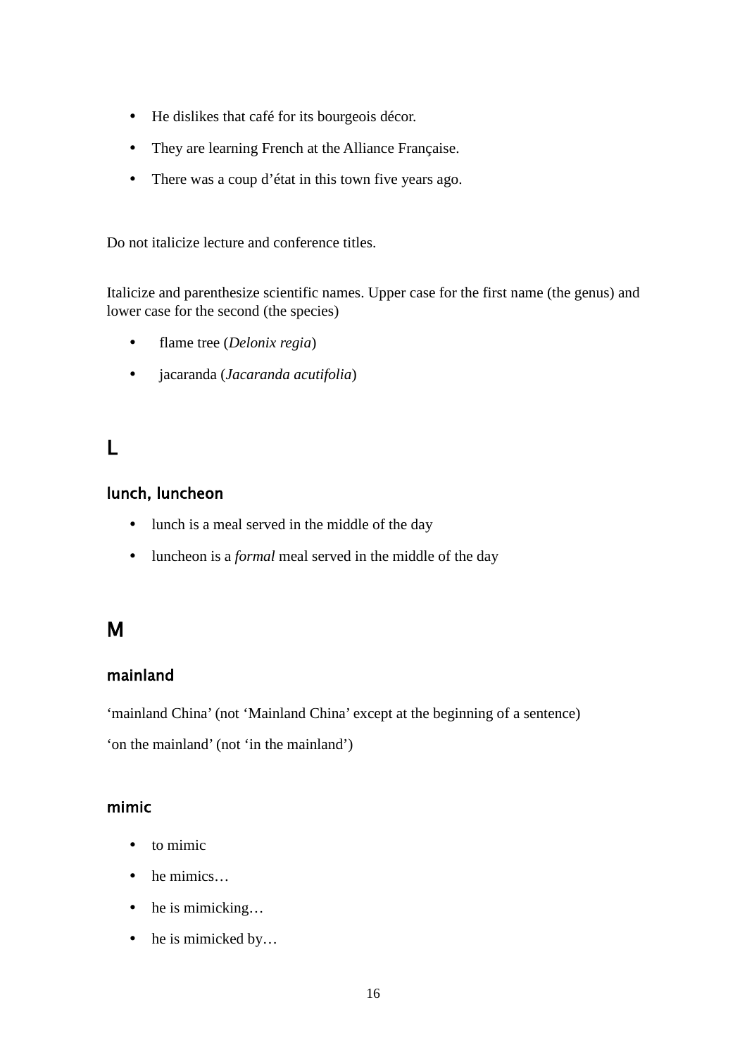- He dislikes that café for its bourgeois décor.
- They are learning French at the Alliance Française.
- There was a coup d'état in this town five years ago.

Do not italicize lecture and conference titles.

Italicize and parenthesize scientific names. Upper case for the first name (the genus) and lower case for the second (the species)

- flame tree (*Delonix regia*)
- jacaranda (*Jacaranda acutifolia*)

## L

### lunch, luncheon

- lunch is a meal served in the middle of the day
- luncheon is a *formal* meal served in the middle of the day

## M

### mainland

'mainland China' (not 'Mainland China' except at the beginning of a sentence)

'on the mainland' (not 'in the mainland')

### mimic

- to mimic
- he mimics…
- he is mimicking…
- he is mimicked by…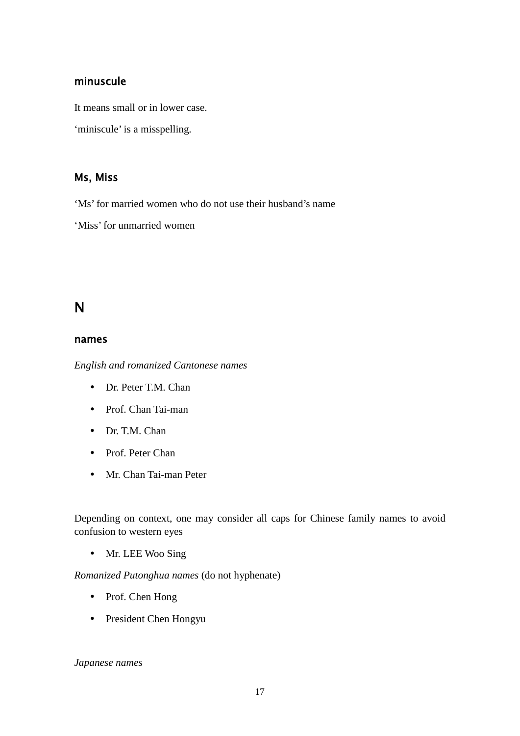### minuscule

It means small or in lower case.

‘miniscule’ is a misspelling.

### Ms, Miss

‘Ms’ for married women who do not use their husband’s name

‘Miss’ for unmarried women

## N

### names

*English and romanized Cantonese names*

- Dr. Peter T.M. Chan
- Prof. Chan Tai-man
- Dr. T.M. Chan
- Prof. Peter Chan
- Mr. Chan Tai-man Peter

Depending on context, one may consider all caps for Chinese family names to avoid confusion to western eyes

- Mr. LEE Woo Sing

*Romanized Putonghua names* (do not hyphenate)

- Prof. Chen Hong
- President Chen Hongyu

*Japanese names*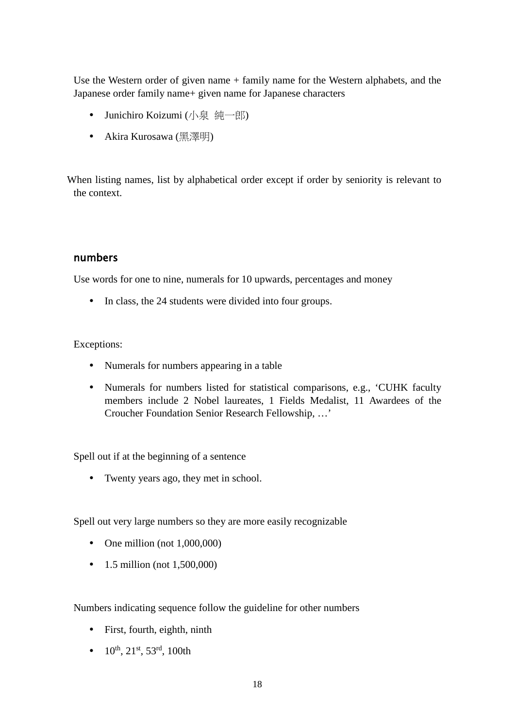Use the Western order of given name + family name for the Western alphabets, and the Japanese order family name+ given name for Japanese characters

- Junichiro Koizumi (小泉 純一郎)
- Akira Kurosawa (黒澤明)

When listing names, list by alphabetical order except if order by seniority is relevant to the context.

## numbers

Use words for one to nine, numerals for 10 upwards, percentages and money

- In class, the 24 students were divided into four groups.

Exceptions:

- Numerals for numbers appearing in a table
- Numerals for numbers listed for statistical comparisons, e.g., 'CUHK faculty members include 2 Nobel laureates, 1 Fields Medalist, 11 Awardees of the Croucher Foundation Senior Research Fellowship, …'

Spell out if at the beginning of a sentence

- Twenty years ago, they met in school.

Spell out very large numbers so they are more easily recognizable

- One million (not 1,000,000)
- 1.5 million (not 1,500,000)

Numbers indicating sequence follow the guideline for other numbers

- First, fourth, eighth, ninth
- $10^{th}$, $21^{st}$, $53^{rd}$, 100th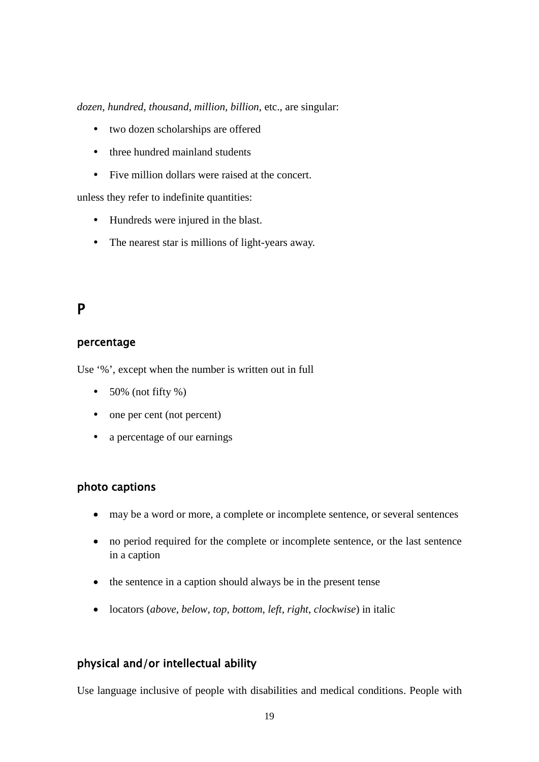*dozen*, *hundred*, *thousand*, *million*, *billion*, etc., are singular:

- two dozen scholarships are offered
- three hundred mainland students
- Five million dollars were raised at the concert.

unless they refer to indefinite quantities:

- Hundreds were injured in the blast.
- The nearest star is millions of light-years away.

# P

## percentage

Use '%', except when the number is written out in full

- 50% (not fifty %)
- one per cent (not percent)
- a percentage of our earnings

## photo captions

- may be a word or more, a complete or incomplete sentence, or several sentences
- no period required for the complete or incomplete sentence, or the last sentence in a caption
- the sentence in a caption should always be in the present tense
- locators (*above*, *below*, *top*, *bottom*, *left*, *right*, *clockwise*) in italic

## physical and/or intellectual ability

Use language inclusive of people with disabilities and medical conditions. People with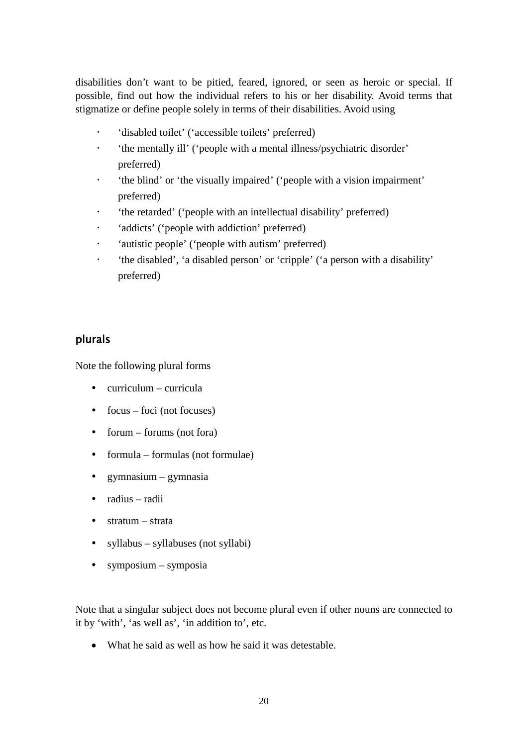disabilities don't want to be pitied, feared, ignored, or seen as heroic or special. If possible, find out how the individual refers to his or her disability. Avoid terms that stigmatize or define people solely in terms of their disabilities. Avoid using

- 'disabled toilet' ('accessible toilets' preferred)
- 'the mentally ill' ('people with a mental illness/psychiatric disorder' preferred)
- 'the blind' or 'the visually impaired' ('people with a vision impairment' preferred)
- 'the retarded' ('people with an intellectual disability' preferred)
- 'addicts' ('people with addiction' preferred)
- 'autistic people' ('people with autism' preferred)
- 'the disabled', 'a disabled person' or 'cripple' ('a person with a disability' preferred)

## plurals

Note the following plural forms

- curriculum – curricula
- focus – foci (not focuses)
- forum – forums (not fora)
- formula – formulas (not formulae)
- gymnasium – gymnasia
- radius – radii
- stratum – strata
- syllabus – syllabuses (not syllabi)
- symposium – symposia

Note that a singular subject does not become plural even if other nouns are connected to it by 'with', 'as well as', 'in addition to', etc.

- What he said as well as how he said it was detestable.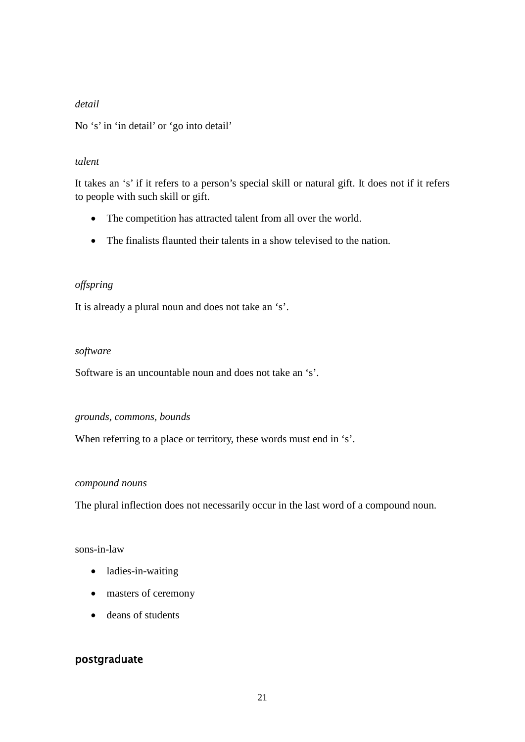*detail*

No ‘s’ in ‘in detail’ or ‘go into detail’

*talent*

It takes an ‘s’ if it refers to a person’s special skill or natural gift. It does not if it refers to people with such skill or gift.

- The competition has attracted talent from all over the world.
- The finalists flaunted their talents in a show televised to the nation.

*offspring*

It is already a plural noun and does not take an ‘s’.

*software*

Software is an uncountable noun and does not take an ‘s’.

*grounds, commons, bounds*

When referring to a place or territory, these words must end in ‘s’.

*compound nouns*

The plural inflection does not necessarily occur in the last word of a compound noun.

sons-in-law

- ladies-in-waiting
- masters of ceremony
- deans of students

## postgraduate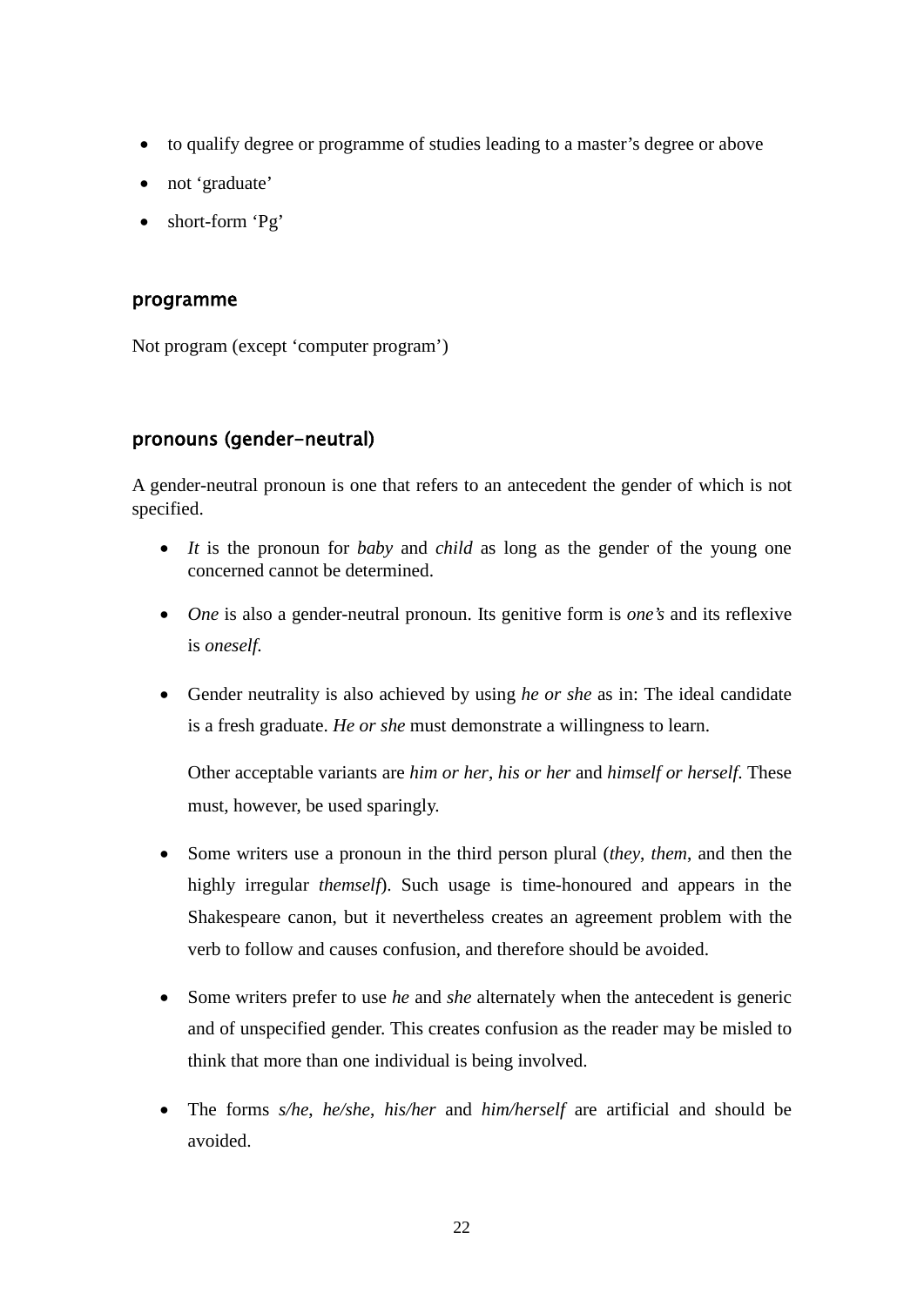- to qualify degree or programme of studies leading to a master’s degree or above
- not ‘graduate’
- short-form ‘Pg’

### programme

Not program (except ‘computer program’)

### pronouns (gender-neutral)

A gender-neutral pronoun is one that refers to an antecedent the gender of which is not specified.

- *It* is the pronoun for *baby* and *child* as long as the gender of the young one concerned cannot be determined.
- *One* is also a gender-neutral pronoun. Its genitive form is *one’s* and its reflexive is *oneself.*
- Gender neutrality is also achieved by using *he or she* as in: The ideal candidate is a fresh graduate. *He or she* must demonstrate a willingness to learn.

  Other acceptable variants are *him or her*, *his or her* and *himself or herself*. These must, however, be used sparingly.

- Some writers use a pronoun in the third person plural (*they*, *them*, and then the highly irregular *themself*). Such usage is time-honoured and appears in the Shakespeare canon, but it nevertheless creates an agreement problem with the verb to follow and causes confusion, and therefore should be avoided.
- Some writers prefer to use *he* and *she* alternately when the antecedent is generic and of unspecified gender. This creates confusion as the reader may be misled to think that more than one individual is being involved.
- The forms *s/he*, *he/she*, *his/her* and *him/herself* are artificial and should be avoided.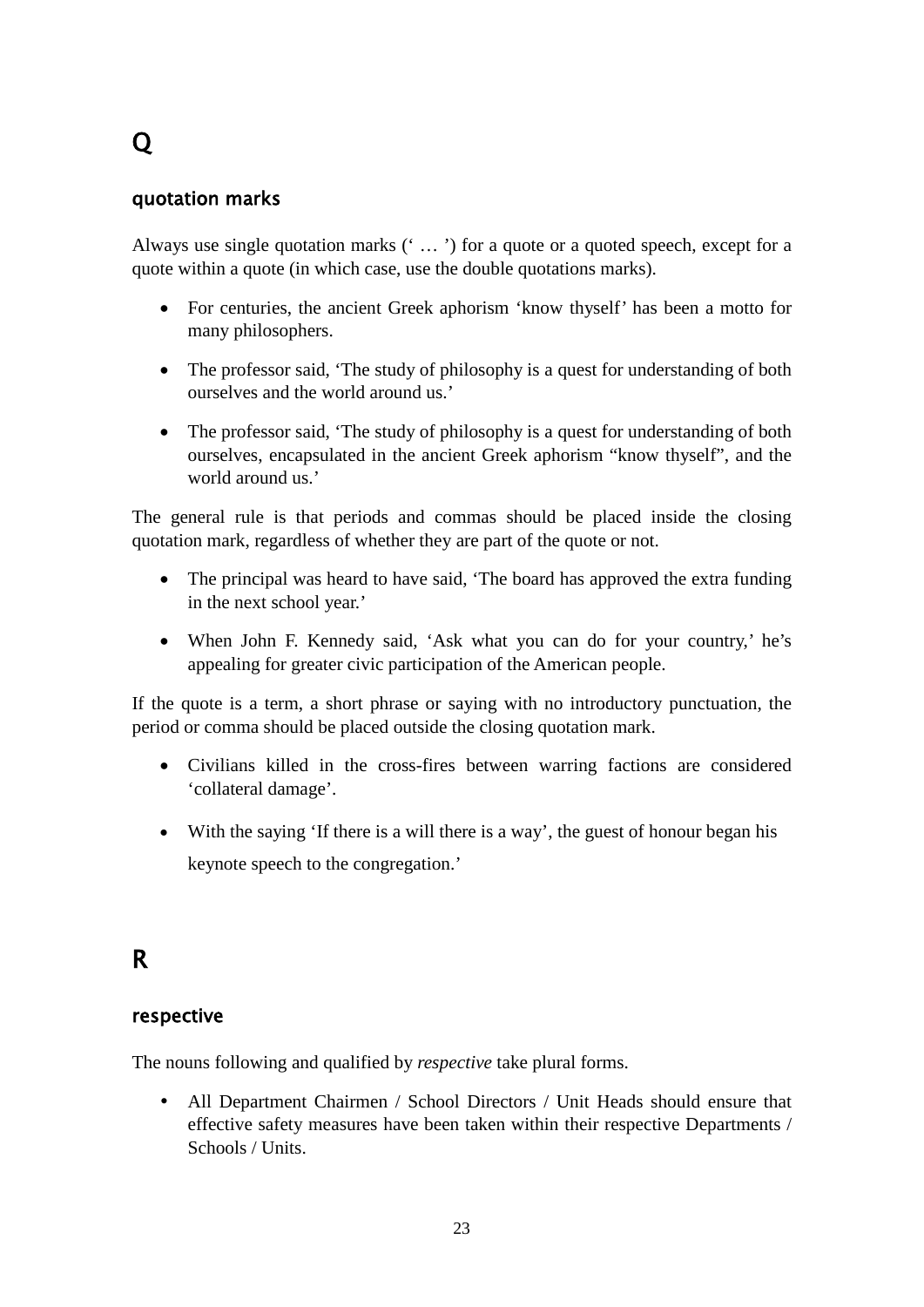# Q

## quotation marks

Always use single quotation marks (‘ … ’) for a quote or a quoted speech, except for a quote within a quote (in which case, use the double quotations marks).

- For centuries, the ancient Greek aphorism ‘know thyself’ has been a motto for many philosophers.
- The professor said, ‘The study of philosophy is a quest for understanding of both ourselves and the world around us.’
- The professor said, ‘The study of philosophy is a quest for understanding of both ourselves, encapsulated in the ancient Greek aphorism “know thyself”, and the world around us.’

The general rule is that periods and commas should be placed inside the closing quotation mark, regardless of whether they are part of the quote or not.

- The principal was heard to have said, ‘The board has approved the extra funding in the next school year.’
- When John F. Kennedy said, ‘Ask what you can do for your country,’ he’s appealing for greater civic participation of the American people.

If the quote is a term, a short phrase or saying with no introductory punctuation, the period or comma should be placed outside the closing quotation mark.

- Civilians killed in the cross-fires between warring factions are considered ‘collateral damage’.
- With the saying ‘If there is a will there is a way’, the guest of honour began his keynote speech to the congregation.’

# R

## respective

The nouns following and qualified by *respective* take plural forms.

- All Department Chairmen / School Directors / Unit Heads should ensure that effective safety measures have been taken within their respective Departments / Schools / Units.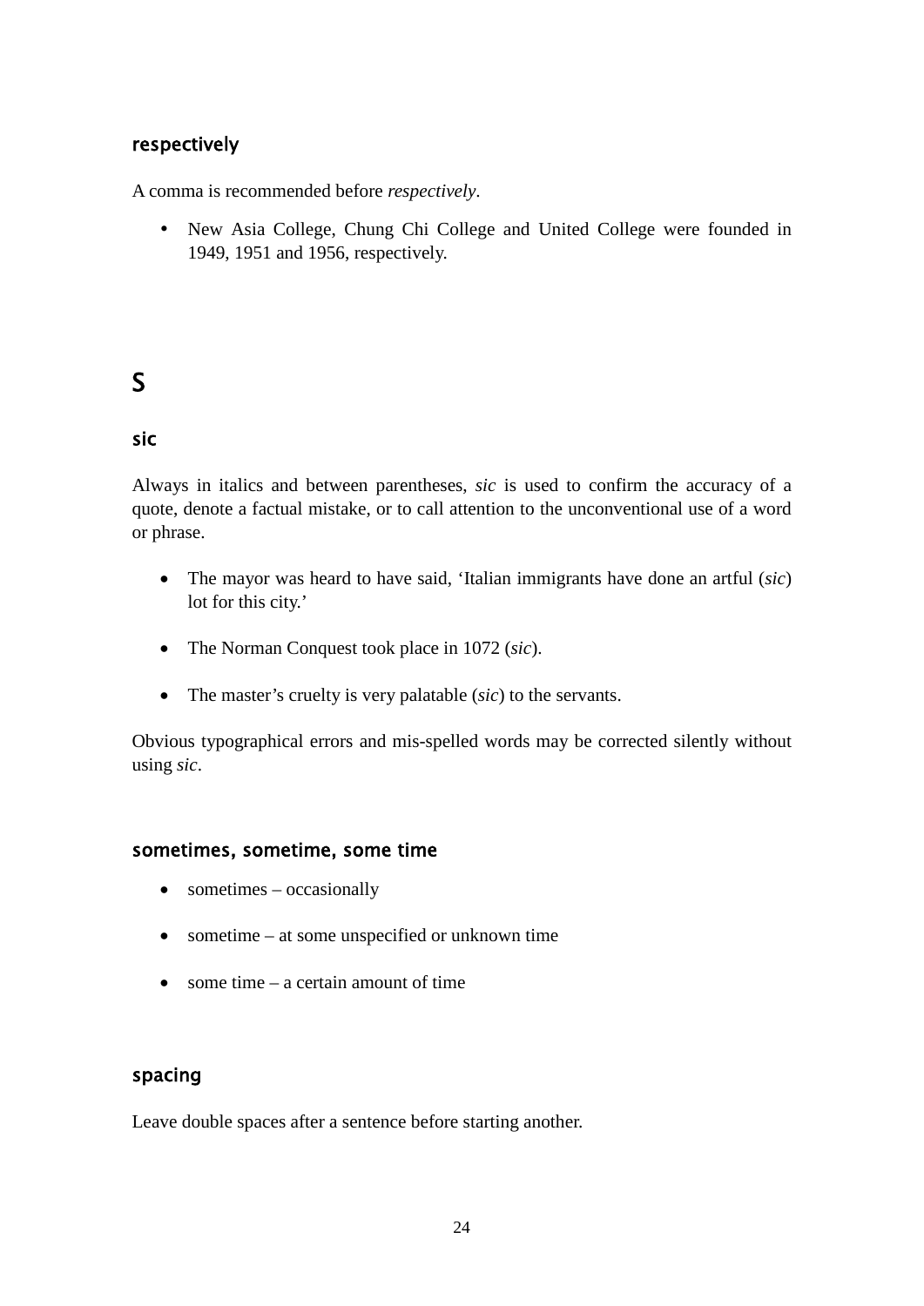### respectively

A comma is recommended before *respectively*.

- New Asia College, Chung Chi College and United College were founded in 1949, 1951 and 1956, respectively.

## S

### sic

Always in italics and between parentheses, *sic* is used to confirm the accuracy of a quote, denote a factual mistake, or to call attention to the unconventional use of a word or phrase.

- The mayor was heard to have said, 'Italian immigrants have done an artful (*sic*) lot for this city.'
- The Norman Conquest took place in 1072 (*sic*).
- The master's cruelty is very palatable (*sic*) to the servants.

Obvious typographical errors and mis-spelled words may be corrected silently without using *sic*.

### sometimes, sometime, some time

- sometimes – occasionally
- sometime – at some unspecified or unknown time
- some time – a certain amount of time

### spacing

Leave double spaces after a sentence before starting another.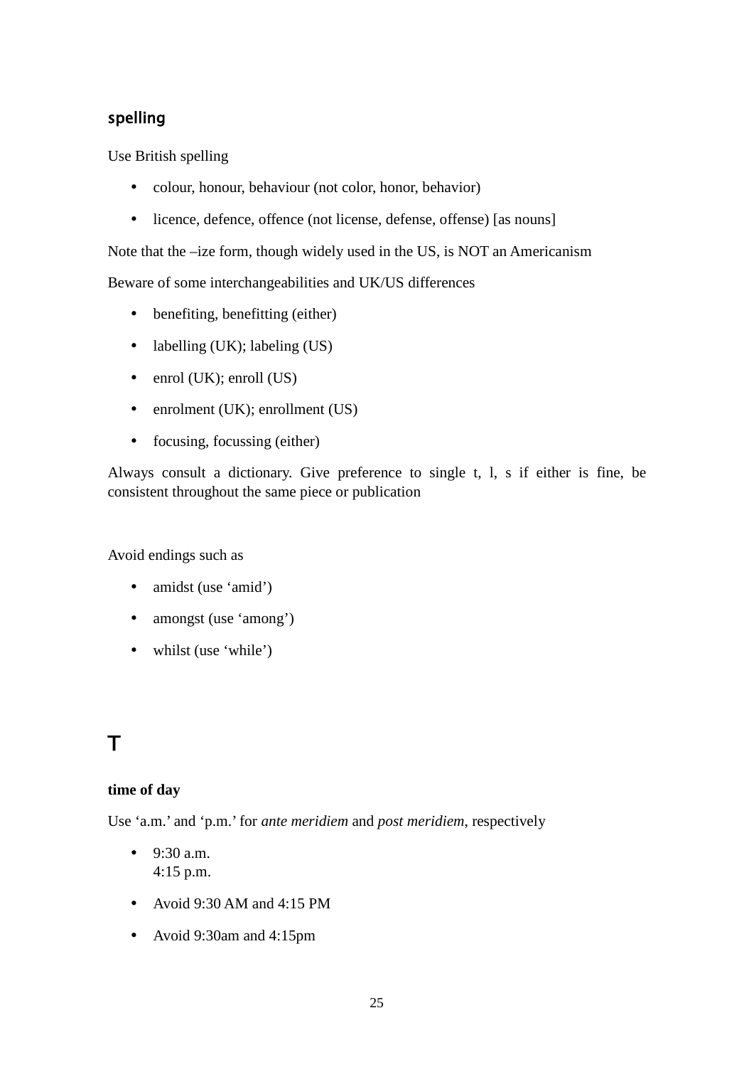### spelling

Use British spelling

- colour, honour, behaviour (not color, honor, behavior)
- licence, defence, offence (not license, defense, offense) [as nouns]

Note that the –ize form, though widely used in the US, is NOT an Americanism

Beware of some interchangeabilities and UK/US differences

- benefiting, benefitting (either)
- labelling (UK); labeling (US)
- enrol (UK); enroll (US)
- enrolment (UK); enrollment (US)
- focusing, focussing (either)

Always consult a dictionary. Give preference to single t, l, s if either is fine, be consistent throughout the same piece or publication

Avoid endings such as

- amidst (use 'amid')
- amongst (use 'among')
- whilst (use 'while')

## T

**time of day**

Use 'a.m.' and 'p.m.' for *ante meridiem* and *post meridiem*, respectively

- 9:30 a.m.
  4:15 p.m.
- Avoid 9:30 AM and 4:15 PM
- Avoid 9:30am and 4:15pm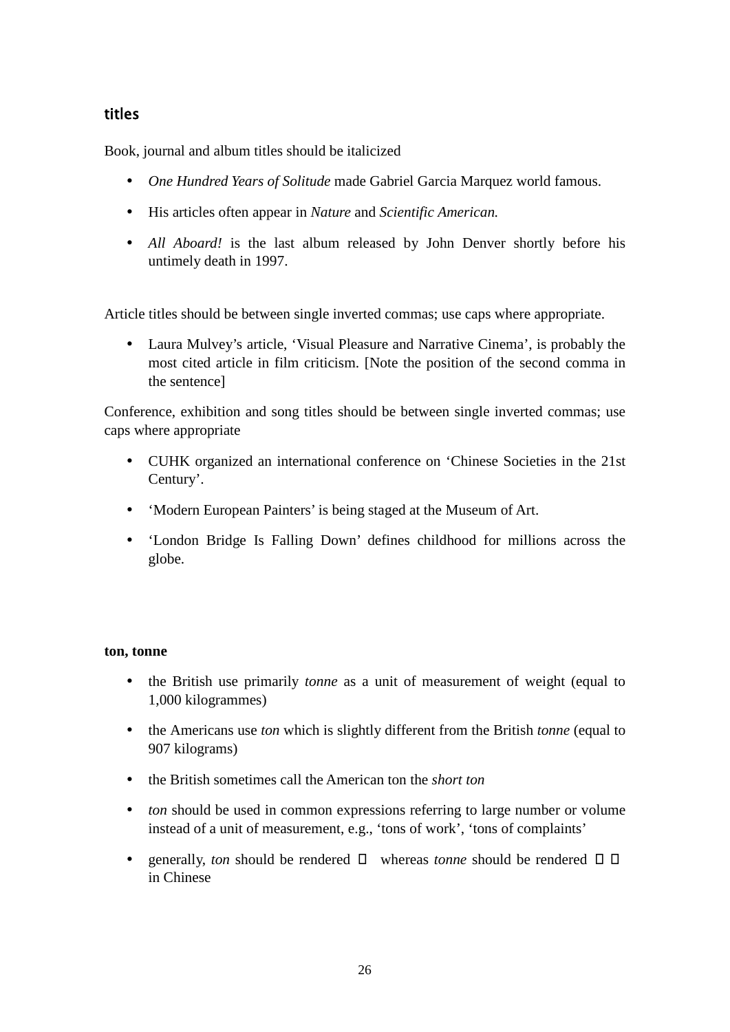### titles

Book, journal and album titles should be italicized

- *One Hundred Years of Solitude* made Gabriel Garcia Marquez world famous.
- His articles often appear in *Nature* and *Scientific American.*
- *All Aboard!* is the last album released by John Denver shortly before his untimely death in 1997.

Article titles should be between single inverted commas; use caps where appropriate.

- Laura Mulvey's article, 'Visual Pleasure and Narrative Cinema', is probably the most cited article in film criticism. [Note the position of the second comma in the sentence]

Conference, exhibition and song titles should be between single inverted commas; use caps where appropriate

- CUHK organized an international conference on 'Chinese Societies in the 21st Century'.
- 'Modern European Painters' is being staged at the Museum of Art.
- 'London Bridge Is Falling Down' defines childhood for millions across the globe.

**ton, tonne**

- the British use primarily *tonne* as a unit of measurement of weight (equal to 1,000 kilogrammes)
- the Americans use *ton* which is slightly different from the British *tonne* (equal to 907 kilograms)
- the British sometimes call the American ton the *short ton*
- *ton* should be used in common expressions referring to large number or volume instead of a unit of measurement, e.g., 'tons of work', 'tons of complaints'
- generally, *ton* should be rendered □ whereas *tonne* should be rendered □□ in Chinese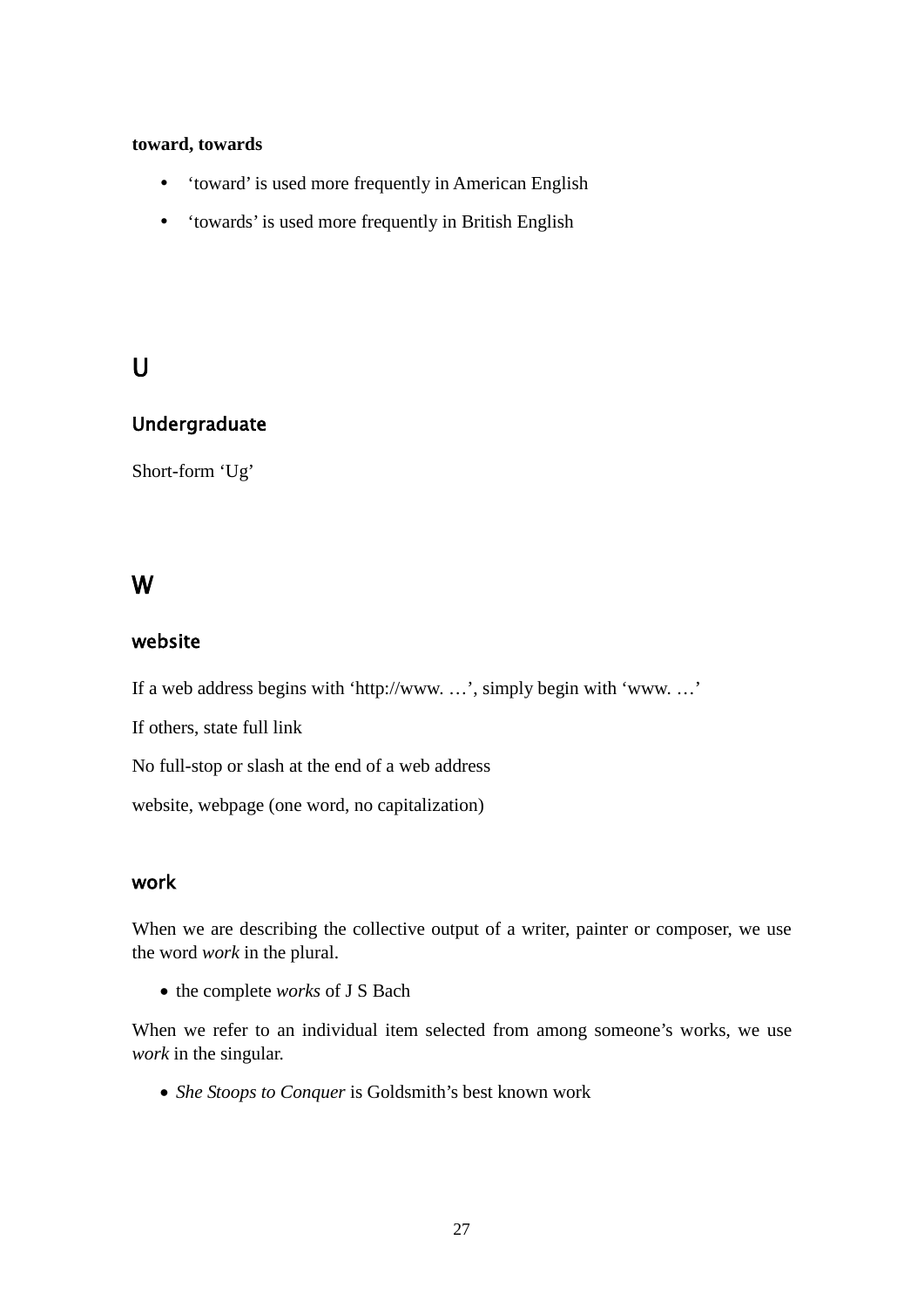**toward, towards**

- ‘toward’ is used more frequently in American English
- ‘towards’ is used more frequently in British English

# U

## Undergraduate

Short-form ‘Ug’

# W

## website

If a web address begins with ‘http://www. …’, simply begin with ‘www. …’

If others, state full link

No full-stop or slash at the end of a web address

website, webpage (one word, no capitalization)

## work

When we are describing the collective output of a writer, painter or composer, we use the word *work* in the plural.

- the complete *works* of J S Bach

When we refer to an individual item selected from among someone’s works, we use *work* in the singular.

- *She Stoops to Conquer* is Goldsmith’s best known work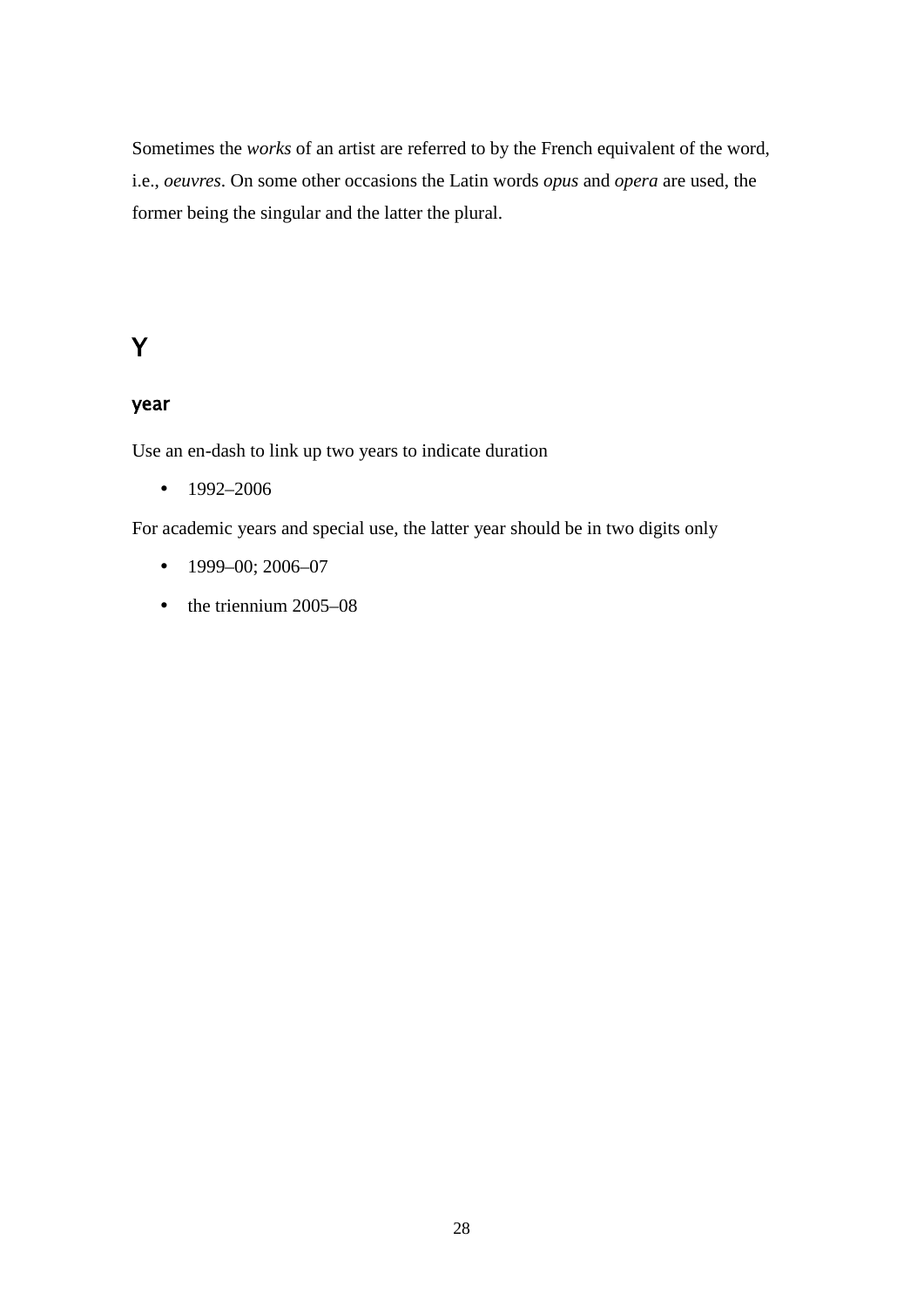Sometimes the *works* of an artist are referred to by the French equivalent of the word, i.e., *oeuvres*. On some other occasions the Latin words *opus* and *opera* are used, the former being the singular and the latter the plural.

## Y

### year

Use an en-dash to link up two years to indicate duration

- 1992–2006

For academic years and special use, the latter year should be in two digits only

- 1999–00; 2006–07
- the triennium 2005–08